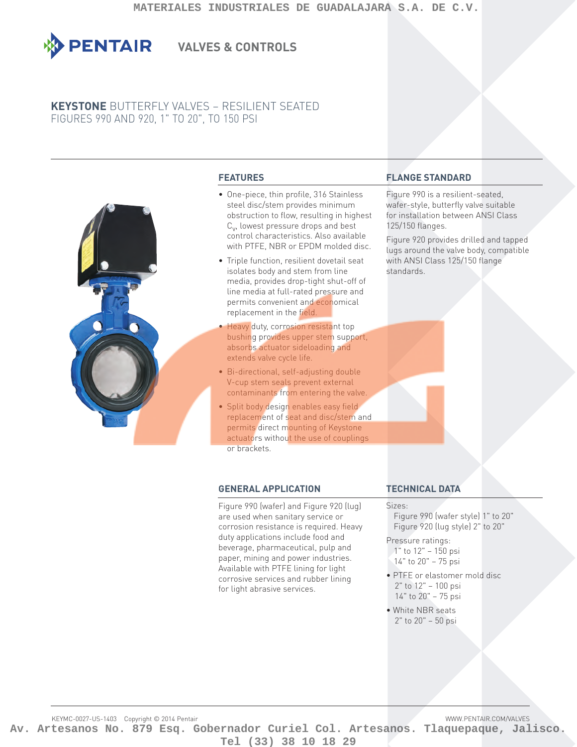# KEYSTONE BUTTERFLY VALVES – RESILIENT SEATED

## FIGURES 990 AND 920, 1" TO 20", TO 150 PSI

### FEATURES

- One-piece, thin profile, 316 Stainless steel disc/stem provides minimum obstruction to flow, resulting in highest $C_V$, lowest pressure drops and best control characteristics. Also available with PTFE, NBR or EPDM molded disc.
- Triple function, resilient dovetail seat isolates body and stem from line media, provides drop-tight shut-off of line media at full-rated pressure and permits convenient and economical replacement in the field.
- Heavy duty, corrosion resistant top bushing provides upper stem support, absorbs actuator sideloading and extends valve cycle life.
- Bi-directional, self-adjusting double V-cup stem seals prevent external contaminants from entering the valve.
- Split body design enables easy field replacement of seat and disc/stem and permits direct mounting of Keystone actuators without the use of couplings or brackets.

### FLANGE STANDARD

Figure 990 is a resilient-seated, wafer-style, butterfly valve suitable for installation between ANSI Class 125/150 flanges.

Figure 920 provides drilled and tapped lugs around the valve body, compatible with ANSI Class 125/150 flange standards.

### GENERAL APPLICATION

Figure 990 (wafer) and Figure 920 (lug) are used when sanitary service or corrosion resistance is required. Heavy duty applications include food and beverage, pharmaceutical, pulp and paper, mining and power industries. Available with PTFE lining for light corrosive services and rubber lining for light abrasive services.

### TECHNICAL DATA

Sizes:
- Figure 990 (wafer style) 1" to 20"
- Figure 920 (lug style) 2" to 20"

Pressure ratings:
- 1" to 12" – 150 psi
- 14" to 20" – 75 psi

- PTFE or elastomer mold disc
  - 2" to 12" – 100 psi
  - 14" to 20" – 75 psi
- White NBR seats
  - 2" to 20" – 50 psi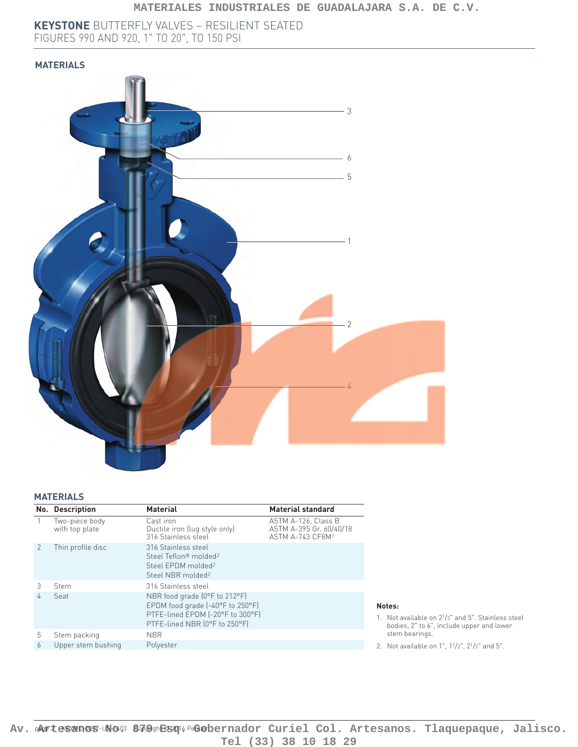# KEYSTONE BUTTERFLY VALVES – RESILIENT SEATED
FIGURES 990 AND 920, 1" TO 20", TO 150 PSI

## MATERIALS

3

6

5

1

2

4

## MATERIALS

| No. | Description | Material | Material standard |
|---|---|---|---|
| 1 | Two-piece body with top plate | Cast iron<br>Ductile iron (lug style only)<br>316 Stainless steel | ASTM A-126, Class B<br>ASTM A-395 Gr. 60/40/18<br>ASTM A-743 CF8M[1] |
| 2 | Thin profile disc | 316 Stainless steel<br>Steel Teflon® molded[2]<br>Steel EPDM molded[2]<br>Steel NBR molded[2] | |
| 3 | Stem | 316 Stainless steel | |
| 4 | Seat | NBR food grade (0°F to 212°F)<br>EPDM food grade (-40°F to 250°F)<br>PTFE-lined EPDM (-20°F to 300°F)<br>PTFE-lined NBR (0°F to 250°F) | |
| 5 | Stem packing | NBR | |
| 6 | Upper stem bushing | Polyester | |

**Notes:**

1. Not available on 2 1/2" and 5". Stainless steel bodies, 2" to 6", include upper and lower stem bearings.
2. Not available on 1", 1 1/2", 2 1/2" and 5".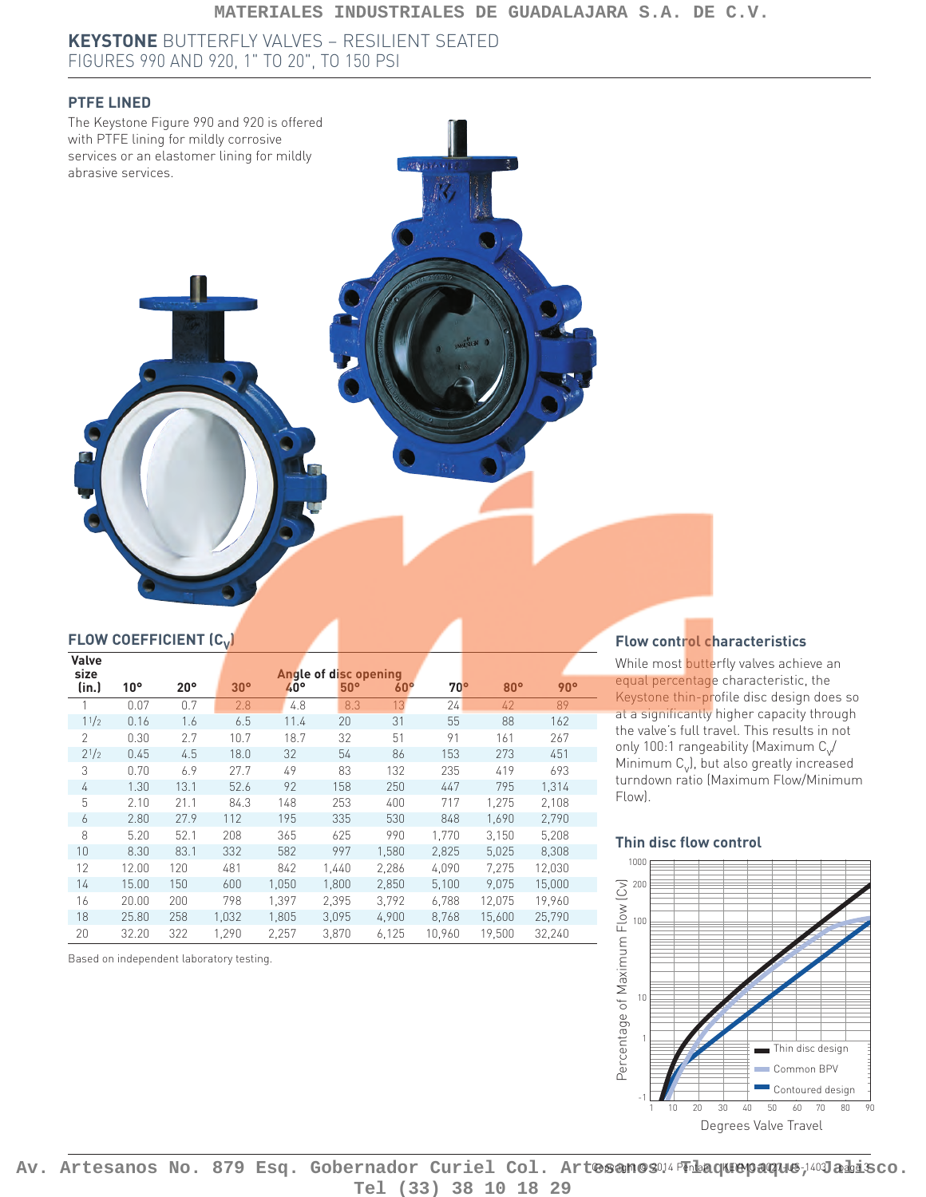# KEYSTONE BUTTERFLY VALVES – RESILIENT SEATED

FIGURES 990 AND 920, 1" TO 20", TO 150 PSI

## PTFE LINED

The Keystone Figure 990 and 920 is offered with PTFE lining for mildly corrosive services or an elastomer lining for mildly abrasive services.

## FLOW COEFFICIENT ($C_V$)

| Valve size (in.) | Angle of disc opening | | | | | | | | |
|---|---|---|---|---|---|---|---|---|---|
| | 10° | 20° | 30° | 40° | 50° | 60° | 70° | 80° | 90° |
| 1 | 0.07 | 0.7 | 2.8 | 4.8 | 8.3 | 13 | 24 | 42 | 89 |
| 1 1/2 | 0.16 | 1.6 | 6.5 | 11.4 | 20 | 31 | 55 | 88 | 162 |
| 2 | 0.30 | 2.7 | 10.7 | 18.7 | 32 | 51 | 91 | 161 | 267 |
| 2 1/2 | 0.45 | 4.5 | 18.0 | 32 | 54 | 86 | 153 | 273 | 451 |
| 3 | 0.70 | 6.9 | 27.7 | 49 | 83 | 132 | 235 | 419 | 693 |
| 4 | 1.30 | 13.1 | 52.6 | 92 | 158 | 250 | 447 | 795 | 1,314 |
| 5 | 2.10 | 21.1 | 84.3 | 148 | 253 | 400 | 717 | 1,275 | 2,108 |
| 6 | 2.80 | 27.9 | 112 | 195 | 335 | 530 | 848 | 1,690 | 2,790 |
| 8 | 5.20 | 52.1 | 208 | 365 | 625 | 990 | 1,770 | 3,150 | 5,208 |
| 10 | 8.30 | 83.1 | 332 | 582 | 997 | 1,580 | 2,825 | 5,025 | 8,308 |
| 12 | 12.00 | 120 | 481 | 842 | 1,440 | 2,286 | 4,090 | 7,275 | 12,030 |
| 14 | 15.00 | 150 | 600 | 1,050 | 1,800 | 2,850 | 5,100 | 9,075 | 15,000 |
| 16 | 20.00 | 200 | 798 | 1,397 | 2,395 | 3,792 | 6,788 | 12,075 | 19,960 |
| 18 | 25.80 | 258 | 1,032 | 1,805 | 3,095 | 4,900 | 8,768 | 15,600 | 25,790 |
| 20 | 32.20 | 322 | 1,290 | 2,257 | 3,870 | 6,125 | 10,960 | 19,500 | 32,240 |

Based on independent laboratory testing.

## Flow control characteristics

While most butterfly valves achieve an equal percentage characteristic, the Keystone thin-profile disc design does so at a significantly higher capacity through the valve's full travel. This results in not only 100:1 rangeability (Maximum $C_V$/ Minimum $C_V$), but also greatly increased turndown ratio (Maximum Flow/Minimum Flow).

## Thin disc flow control

Percentage of Maximum Flow [Cv] vs. Degrees Valve Travel

Legend: Thin disc design; Common BPV; Contoured design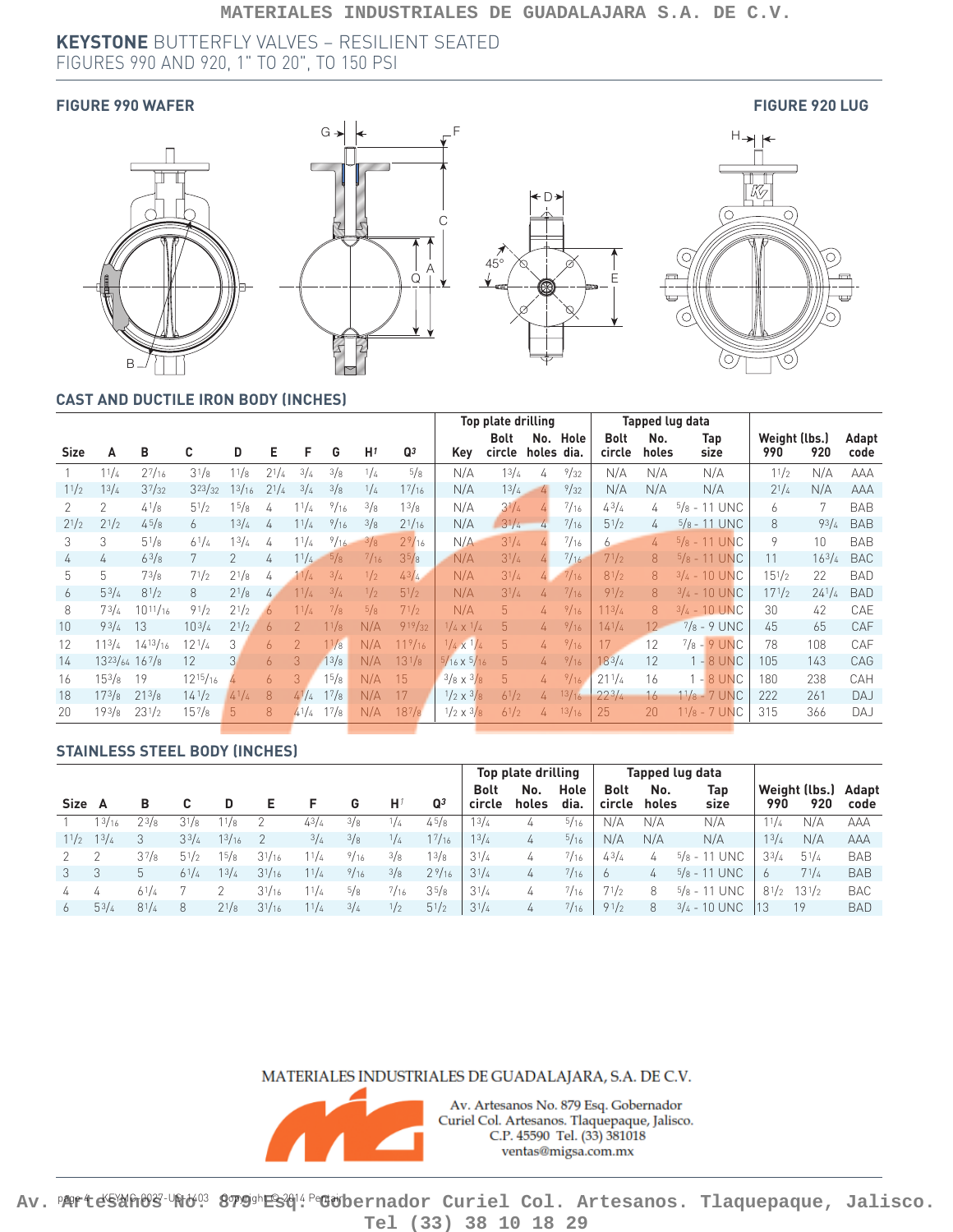# KEYSTONE BUTTERFLY VALVES – RESILIENT SEATED

FIGURES 990 AND 920, 1" TO 20", TO 150 PSI

**FIGURE 990 WAFER** **FIGURE 920 LUG**

G F C A Q D 45° E B H

## CAST AND DUCTILE IRON BODY (INCHES)

| | | | | | | | | | | Top plate drilling | | | | Tapped lug data | | | Weight (lbs.) | | Adapt |
|---|---|---|---|---|---|---|---|---|---|---|---|---|---|---|---|---|---|---|---|
| Size | A | B | C | D | E | F | G | H[1] | Q[3] | Key | Bolt circle | No. holes | Hole dia. | Bolt circle | No. holes | Tap size | 990 | 920 | code |
| 1 | 1 1/4 | 2 7/16 | 3 1/8 | 1 1/8 | 2 1/4 | 3/4 | 3/8 | 1/4 | 5/8 | N/A | 1 3/4 | 4 | 9/32 | N/A | N/A | N/A | 1 1/2 | N/A | AAA |
| 1 1/2 | 1 3/4 | 3 7/32 | 3 23/32 | 1 3/16 | 2 1/4 | 3/4 | 3/8 | 1/4 | 1 7/16 | N/A | 1 3/4 | 4 | 9/32 | N/A | N/A | N/A | 2 1/4 | N/A | AAA |
| 2 | 2 | 4 1/8 | 5 1/2 | 1 5/8 | 4 | 1 1/4 | 9/16 | 3/8 | 1 3/8 | N/A | 3 1/4 | 4 | 7/16 | 4 3/4 | 4 | 5/8 - 11 UNC | 6 | 7 | BAB |
| 2 1/2 | 2 1/2 | 4 5/8 | 6 | 1 3/4 | 4 | 1 1/4 | 9/16 | 3/8 | 2 1/16 | N/A | 3 1/4 | 4 | 7/16 | 5 1/2 | 4 | 5/8 - 11 UNC | 8 | 9 3/4 | BAB |
| 3 | 3 | 5 1/8 | 6 1/4 | 1 3/4 | 4 | 1 1/4 | 9/16 | 3/8 | 2 9/16 | N/A | 3 1/4 | 4 | 7/16 | 6 | 4 | 5/8 - 11 UNC | 9 | 10 | BAB |
| 4 | 4 | 6 3/8 | 7 | 2 | 4 | 1 1/4 | 5/8 | 7/16 | 3 5/8 | N/A | 3 1/4 | 4 | 7/16 | 7 1/2 | 8 | 5/8 - 11 UNC | 11 | 16 3/4 | BAC |
| 5 | 5 | 7 3/8 | 7 1/2 | 2 1/8 | 4 | 1 1/4 | 3/4 | 1/2 | 4 3/4 | N/A | 3 1/4 | 4 | 7/16 | 8 1/2 | 8 | 3/4 - 10 UNC | 15 1/2 | 22 | BAD |
| 6 | 5 3/4 | 8 1/2 | 8 | 2 1/8 | 4 | 1 1/4 | 3/4 | 1/2 | 5 1/2 | N/A | 3 1/4 | 4 | 7/16 | 9 1/2 | 8 | 3/4 - 10 UNC | 17 1/2 | 24 1/4 | BAD |
| 8 | 7 3/4 | 10 11/16 | 9 1/2 | 2 1/2 | 6 | 1 1/4 | 7/8 | 5/8 | 7 1/2 | N/A | 5 | 4 | 9/16 | 11 3/4 | 8 | 3/4 - 10 UNC | 30 | 42 | CAE |
| 10 | 9 3/4 | 13 | 10 3/4 | 2 1/2 | 6 | 2 | 1 1/8 | N/A | 9 19/32 | 1/4 x 1/4 | 5 | 4 | 9/16 | 14 1/4 | 12 | 7/8 - 9 UNC | 45 | 65 | CAF |
| 12 | 11 3/4 | 14 13/16 | 12 1/4 | 3 | 6 | 2 | 1 1/8 | N/A | 11 9/16 | 1/4 x 1/4 | 5 | 4 | 9/16 | 17 | 12 | 7/8 - 9 UNC | 78 | 108 | CAF |
| 14 | 13 23/64 | 16 7/8 | 12 | 3 | 6 | 3 | 1 3/8 | N/A | 13 1/8 | 5/16 x 5/16 | 5 | 4 | 9/16 | 18 3/4 | 12 | 1 - 8 UNC | 105 | 143 | CAG |
| 16 | 15 3/8 | 19 | 12 15/16 | 4 | 6 | 3 | 1 5/8 | N/A | 15 | 3/8 x 3/8 | 5 | 4 | 9/16 | 21 1/4 | 16 | 1 - 8 UNC | 180 | 238 | CAH |
| 18 | 17 3/8 | 21 3/8 | 14 1/2 | 4 1/4 | 8 | 4 1/4 | 1 7/8 | N/A | 17 | 1/2 x 3/8 | 6 1/2 | 4 | 13/16 | 22 3/4 | 16 | 1 1/8 - 7 UNC | 222 | 261 | DAJ |
| 20 | 19 3/8 | 23 1/2 | 15 7/8 | 5 | 8 | 4 1/4 | 1 7/8 | N/A | 18 7/8 | 1/2 x 3/8 | 6 1/2 | 4 | 13/16 | 25 | 20 | 1 1/8 - 7 UNC | 315 | 366 | DAJ |

## STAINLESS STEEL BODY (INCHES)

| | | | | | | | | | | Top plate drilling | | | Tapped lug data | | | Weight (lbs.) | | Adapt |
|---|---|---|---|---|---|---|---|---|---|---|---|---|---|---|---|---|---|---|
| Size | A | B | C | D | E | F | G | H[1] | Q[3] | Bolt circle | No. holes | Hole dia. | Bolt circle | No. holes | Tap size | 990 | 920 | code |
| 1 | 1 3/16 | 2 3/8 | 3 1/8 | 1 1/8 | 2 | 4 3/4 | 3/8 | 1/4 | 4 5/8 | 1 3/4 | 4 | 5/16 | N/A | N/A | N/A | 1 1/4 | N/A | AAA |
| 1 1/2 | 1 3/4 | 3 | 3 3/4 | 1 3/16 | 2 | 3/4 | 3/8 | 1/4 | 1 7/16 | 1 3/4 | 4 | 5/16 | N/A | N/A | N/A | 1 3/4 | N/A | AAA |
| 2 | 2 | 3 7/8 | 5 1/2 | 1 5/8 | 3 1/16 | 1 1/4 | 9/16 | 3/8 | 1 3/8 | 3 1/4 | 4 | 7/16 | 4 3/4 | 4 | 5/8 - 11 UNC | 3 3/4 | 5 1/4 | BAB |
| 3 | 3 | 5 | 6 1/4 | 1 3/4 | 3 1/16 | 1 1/4 | 9/16 | 3/8 | 2 9/16 | 3 1/4 | 4 | 7/16 | 6 | 4 | 5/8 - 11 UNC | 6 | 7 1/4 | BAB |
| 4 | 4 | 6 1/4 | 7 | 2 | 3 1/16 | 1 1/4 | 5/8 | 7/16 | 3 5/8 | 3 1/4 | 4 | 7/16 | 7 1/2 | 8 | 5/8 - 11 UNC | 8 1/2 | 13 1/2 | BAC |
| 6 | 5 3/4 | 8 1/4 | 8 | 2 1/8 | 3 1/16 | 1 1/4 | 3/4 | 1/2 | 5 1/2 | 3 1/4 | 4 | 7/16 | 9 1/2 | 8 | 3/4 - 10 UNC | 13 | 19 | BAD |

MATERIALES INDUSTRIALES DE GUADALAJARA, S.A. DE C.V.

Av. Artesanos No. 879 Esq. Gobernador Curiel Col. Artesanos. Tlaquepaque, Jalisco. C.P. 45590 Tel. (33) 381018
ventas@migsa.com.mx

KEYMC-0027-US-1403 Copyright © 2014 Pentair